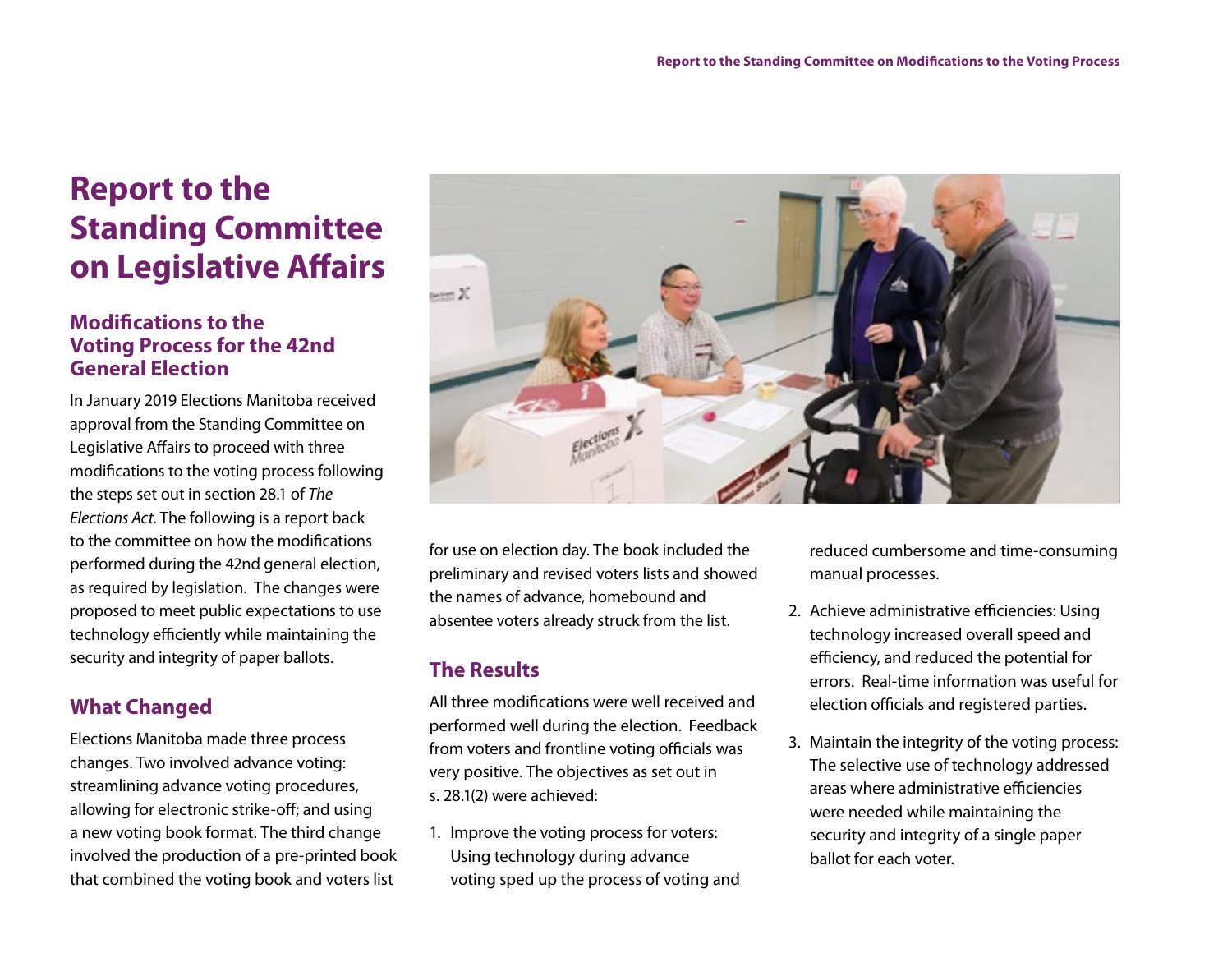# Report to the Standing Committee on Legislative Affairs

## Modifications to the Voting Process for the 42nd General Election

In January 2019 Elections Manitoba received approval from the Standing Committee on Legislative Affairs to proceed with three modifications to the voting process following the steps set out in section 28.1 of *The Elections Act*. The following is a report back to the committee on how the modifications performed during the 42nd general election, as required by legislation. The changes were proposed to meet public expectations to use technology efficiently while maintaining the security and integrity of paper ballots.

## What Changed

Elections Manitoba made three process changes. Two involved advance voting: streamlining advance voting procedures, allowing for electronic strike-off; and using a new voting book format. The third change involved the production of a pre-printed book that combined the voting book and voters list for use on election day. The book included the preliminary and revised voters lists and showed the names of advance, homebound and absentee voters already struck from the list.

## The Results

All three modifications were well received and performed well during the election. Feedback from voters and frontline voting officials was very positive. The objectives as set out in s. 28.1(2) were achieved:

1. Improve the voting process for voters: Using technology during advance voting sped up the process of voting and reduced cumbersome and time-consuming manual processes.
2. Achieve administrative efficiencies: Using technology increased overall speed and efficiency, and reduced the potential for errors. Real-time information was useful for election officials and registered parties.
3. Maintain the integrity of the voting process: The selective use of technology addressed areas where administrative efficiencies were needed while maintaining the security and integrity of a single paper ballot for each voter.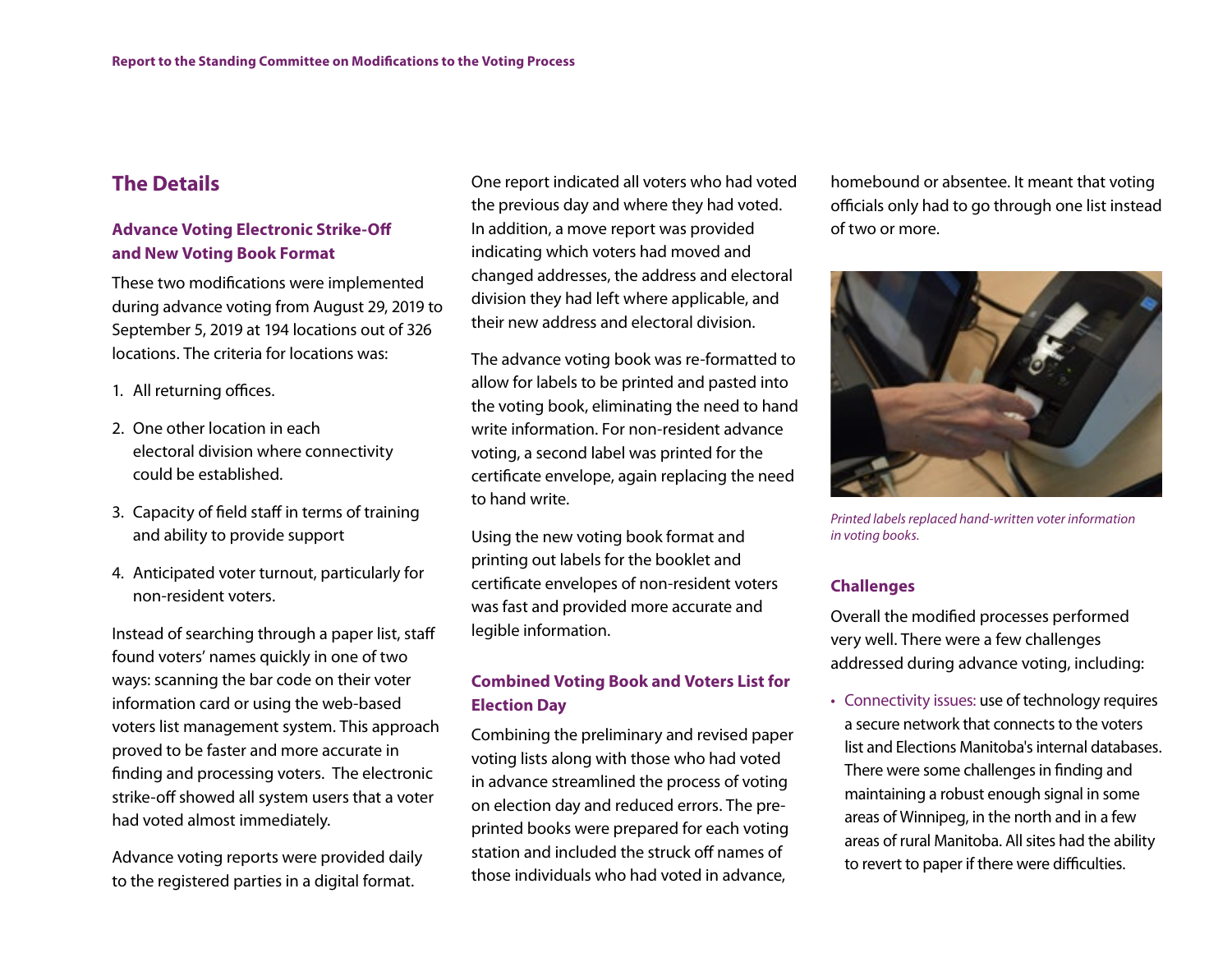## The Details

### Advance Voting Electronic Strike-Off and New Voting Book Format

These two modifications were implemented during advance voting from August 29, 2019 to September 5, 2019 at 194 locations out of 326 locations. The criteria for locations was:

1. All returning offices.
2. One other location in each electoral division where connectivity could be established.
3. Capacity of field staff in terms of training and ability to provide support
4. Anticipated voter turnout, particularly for non-resident voters.

Instead of searching through a paper list, staff found voters' names quickly in one of two ways: scanning the bar code on their voter information card or using the web-based voters list management system. This approach proved to be faster and more accurate in finding and processing voters. The electronic strike-off showed all system users that a voter had voted almost immediately.

Advance voting reports were provided daily to the registered parties in a digital format. One report indicated all voters who had voted the previous day and where they had voted. In addition, a move report was provided indicating which voters had moved and changed addresses, the address and electoral division they had left where applicable, and their new address and electoral division.

The advance voting book was re-formatted to allow for labels to be printed and pasted into the voting book, eliminating the need to hand write information. For non-resident advance voting, a second label was printed for the certificate envelope, again replacing the need to hand write.

Using the new voting book format and printing out labels for the booklet and certificate envelopes of non-resident voters was fast and provided more accurate and legible information.

### Combined Voting Book and Voters List for Election Day

Combining the preliminary and revised paper voting lists along with those who had voted in advance streamlined the process of voting on election day and reduced errors. The pre-printed books were prepared for each voting station and included the struck off names of those individuals who had voted in advance, homebound or absentee. It meant that voting officials only had to go through one list instead of two or more.

*Printed labels replaced hand-written voter information in voting books.*

### Challenges

Overall the modified processes performed very well. There were a few challenges addressed during advance voting, including:

- Connectivity issues: use of technology requires a secure network that connects to the voters list and Elections Manitoba's internal databases. There were some challenges in finding and maintaining a robust enough signal in some areas of Winnipeg, in the north and in a few areas of rural Manitoba. All sites had the ability to revert to paper if there were difficulties.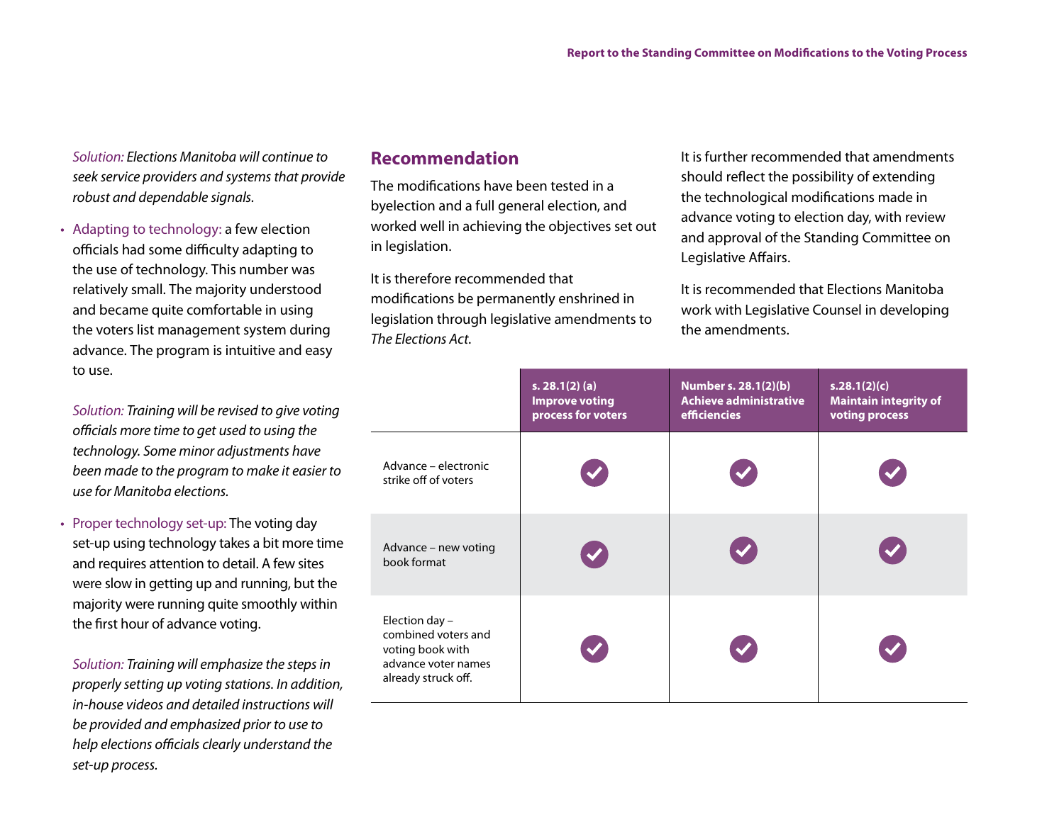*Solution: Elections Manitoba will continue to seek service providers and systems that provide robust and dependable signals.*

- Adapting to technology: a few election officials had some difficulty adapting to the use of technology. This number was relatively small. The majority understood and became quite comfortable in using the voters list management system during advance. The program is intuitive and easy to use.

  *Solution: Training will be revised to give voting officials more time to get used to using the technology. Some minor adjustments have been made to the program to make it easier to use for Manitoba elections.*

- Proper technology set-up: The voting day set-up using technology takes a bit more time and requires attention to detail. A few sites were slow in getting up and running, but the majority were running quite smoothly within the first hour of advance voting.

  *Solution: Training will emphasize the steps in properly setting up voting stations. In addition, in-house videos and detailed instructions will be provided and emphasized prior to use to help elections officials clearly understand the set-up process.*

## Recommendation

The modifications have been tested in a byelection and a full general election, and worked well in achieving the objectives set out in legislation.

It is therefore recommended that modifications be permanently enshrined in legislation through legislative amendments to *The Elections Act*.

It is further recommended that amendments should reflect the possibility of extending the technological modifications made in advance voting to election day, with review and approval of the Standing Committee on Legislative Affairs.

It is recommended that Elections Manitoba work with Legislative Counsel in developing the amendments.

| | **s. 28.1(2) (a) Improve voting process for voters** | **Number s. 28.1(2)(b) Achieve administrative efficiencies** | **s.28.1(2)(c) Maintain integrity of voting process** |
|---|---|---|---|
| Advance – electronic strike off of voters | ✔ | ✔ | ✔ |
| Advance – new voting book format | ✔ | ✔ | ✔ |
| Election day – combined voters and voting book with advance voter names already struck off. | ✔ | ✔ | ✔ |